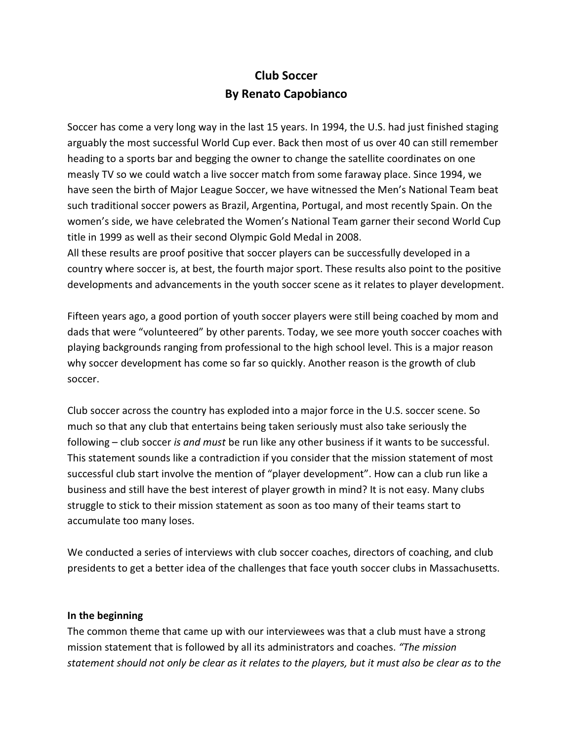# Club Soccer
## By Renato Capobianco

Soccer has come a very long way in the last 15 years. In 1994, the U.S. had just finished staging arguably the most successful World Cup ever. Back then most of us over 40 can still remember heading to a sports bar and begging the owner to change the satellite coordinates on one measly TV so we could watch a live soccer match from some faraway place. Since 1994, we have seen the birth of Major League Soccer, we have witnessed the Men's National Team beat such traditional soccer powers as Brazil, Argentina, Portugal, and most recently Spain. On the women's side, we have celebrated the Women's National Team garner their second World Cup title in 1999 as well as their second Olympic Gold Medal in 2008.
All these results are proof positive that soccer players can be successfully developed in a country where soccer is, at best, the fourth major sport. These results also point to the positive developments and advancements in the youth soccer scene as it relates to player development.

Fifteen years ago, a good portion of youth soccer players were still being coached by mom and dads that were "volunteered" by other parents. Today, we see more youth soccer coaches with playing backgrounds ranging from professional to the high school level. This is a major reason why soccer development has come so far so quickly. Another reason is the growth of club soccer.

Club soccer across the country has exploded into a major force in the U.S. soccer scene. So much so that any club that entertains being taken seriously must also take seriously the following – club soccer *is and must* be run like any other business if it wants to be successful. This statement sounds like a contradiction if you consider that the mission statement of most successful club start involve the mention of "player development". How can a club run like a business and still have the best interest of player growth in mind? It is not easy. Many clubs struggle to stick to their mission statement as soon as too many of their teams start to accumulate too many loses.

We conducted a series of interviews with club soccer coaches, directors of coaching, and club presidents to get a better idea of the challenges that face youth soccer clubs in Massachusetts.

**In the beginning**
The common theme that came up with our interviewees was that a club must have a strong mission statement that is followed by all its administrators and coaches. *"The mission statement should not only be clear as it relates to the players, but it must also be clear as to the*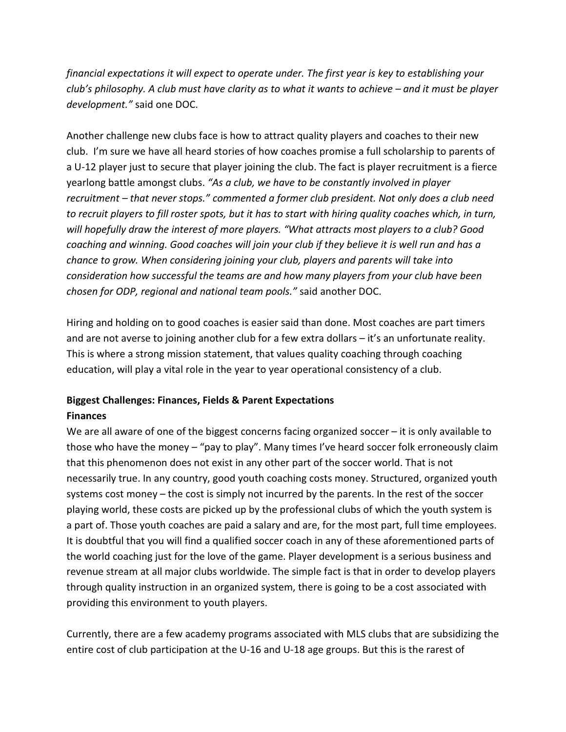*financial expectations it will expect to operate under. The first year is key to establishing your club's philosophy. A club must have clarity as to what it wants to achieve – and it must be player development."* said one DOC.

Another challenge new clubs face is how to attract quality players and coaches to their new club. I'm sure we have all heard stories of how coaches promise a full scholarship to parents of a U-12 player just to secure that player joining the club. The fact is player recruitment is a fierce yearlong battle amongst clubs. *"As a club, we have to be constantly involved in player recruitment – that never stops." commented a former club president. Not only does a club need to recruit players to fill roster spots, but it has to start with hiring quality coaches which, in turn, will hopefully draw the interest of more players. "What attracts most players to a club? Good coaching and winning. Good coaches will join your club if they believe it is well run and has a chance to grow. When considering joining your club, players and parents will take into consideration how successful the teams are and how many players from your club have been chosen for ODP, regional and national team pools."* said another DOC.

Hiring and holding on to good coaches is easier said than done. Most coaches are part timers and are not averse to joining another club for a few extra dollars – it's an unfortunate reality. This is where a strong mission statement, that values quality coaching through coaching education, will play a vital role in the year to year operational consistency of a club.

**Biggest Challenges: Finances, Fields & Parent Expectations**

**Finances**

We are all aware of one of the biggest concerns facing organized soccer – it is only available to those who have the money – "pay to play". Many times I've heard soccer folk erroneously claim that this phenomenon does not exist in any other part of the soccer world. That is not necessarily true. In any country, good youth coaching costs money. Structured, organized youth systems cost money – the cost is simply not incurred by the parents. In the rest of the soccer playing world, these costs are picked up by the professional clubs of which the youth system is a part of. Those youth coaches are paid a salary and are, for the most part, full time employees. It is doubtful that you will find a qualified soccer coach in any of these aforementioned parts of the world coaching just for the love of the game. Player development is a serious business and revenue stream at all major clubs worldwide. The simple fact is that in order to develop players through quality instruction in an organized system, there is going to be a cost associated with providing this environment to youth players.

Currently, there are a few academy programs associated with MLS clubs that are subsidizing the entire cost of club participation at the U-16 and U-18 age groups. But this is the rarest of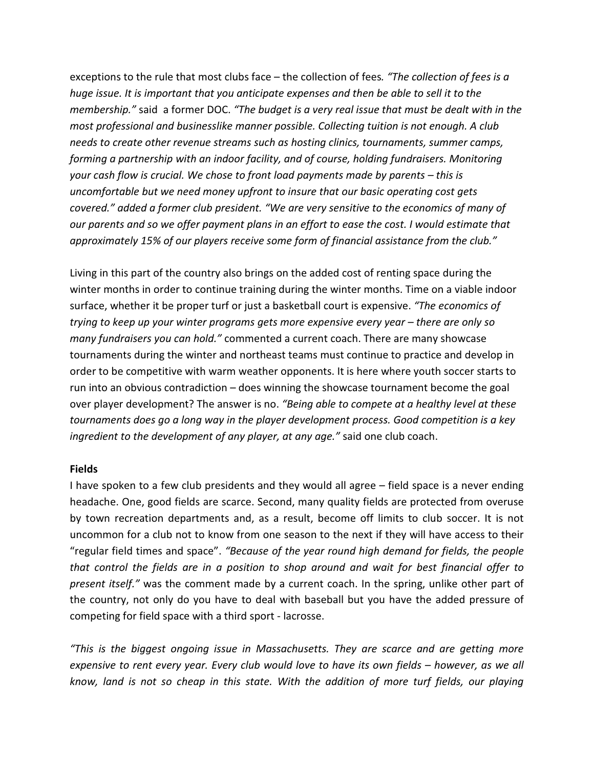exceptions to the rule that most clubs face – the collection of fees*.* *"The collection of fees is a huge issue. It is important that you anticipate expenses and then be able to sell it to the membership."* said a former DOC. *"The budget is a very real issue that must be dealt with in the most professional and businesslike manner possible. Collecting tuition is not enough. A club needs to create other revenue streams such as hosting clinics, tournaments, summer camps, forming a partnership with an indoor facility, and of course, holding fundraisers. Monitoring your cash flow is crucial. We chose to front load payments made by parents – this is uncomfortable but we need money upfront to insure that our basic operating cost gets covered." added a former club president. "We are very sensitive to the economics of many of our parents and so we offer payment plans in an effort to ease the cost. I would estimate that approximately 15% of our players receive some form of financial assistance from the club."*

Living in this part of the country also brings on the added cost of renting space during the winter months in order to continue training during the winter months. Time on a viable indoor surface, whether it be proper turf or just a basketball court is expensive. *"The economics of trying to keep up your winter programs gets more expensive every year – there are only so many fundraisers you can hold."* commented a current coach. There are many showcase tournaments during the winter and northeast teams must continue to practice and develop in order to be competitive with warm weather opponents. It is here where youth soccer starts to run into an obvious contradiction – does winning the showcase tournament become the goal over player development? The answer is no. *"Being able to compete at a healthy level at these tournaments does go a long way in the player development process. Good competition is a key ingredient to the development of any player, at any age."* said one club coach.

**Fields**

I have spoken to a few club presidents and they would all agree – field space is a never ending headache. One, good fields are scarce. Second, many quality fields are protected from overuse by town recreation departments and, as a result, become off limits to club soccer. It is not uncommon for a club not to know from one season to the next if they will have access to their "regular field times and space". *"Because of the year round high demand for fields, the people that control the fields are in a position to shop around and wait for best financial offer to present itself."* was the comment made by a current coach. In the spring, unlike other part of the country, not only do you have to deal with baseball but you have the added pressure of competing for field space with a third sport - lacrosse.

*"This is the biggest ongoing issue in Massachusetts. They are scarce and are getting more expensive to rent every year. Every club would love to have its own fields – however, as we all know, land is not so cheap in this state. With the addition of more turf fields, our playing*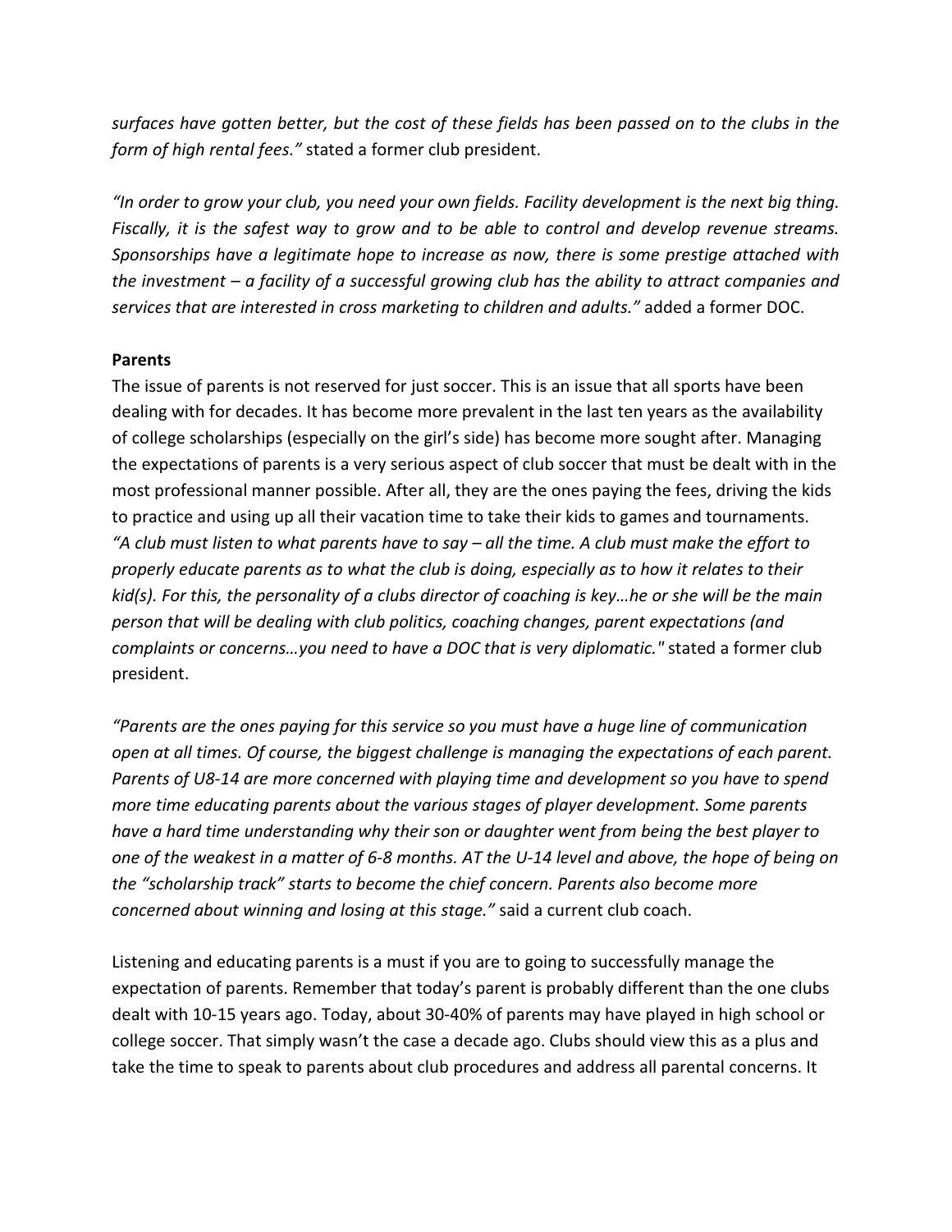*surfaces have gotten better, but the cost of these fields has been passed on to the clubs in the form of high rental fees."* stated a former club president.

*"In order to grow your club, you need your own fields. Facility development is the next big thing. Fiscally, it is the safest way to grow and to be able to control and develop revenue streams. Sponsorships have a legitimate hope to increase as now, there is some prestige attached with the investment – a facility of a successful growing club has the ability to attract companies and services that are interested in cross marketing to children and adults."* added a former DOC.

**Parents**

The issue of parents is not reserved for just soccer. This is an issue that all sports have been dealing with for decades. It has become more prevalent in the last ten years as the availability of college scholarships (especially on the girl's side) has become more sought after. Managing the expectations of parents is a very serious aspect of club soccer that must be dealt with in the most professional manner possible. After all, they are the ones paying the fees, driving the kids to practice and using up all their vacation time to take their kids to games and tournaments. *"A club must listen to what parents have to say – all the time. A club must make the effort to properly educate parents as to what the club is doing, especially as to how it relates to their kid(s). For this, the personality of a clubs director of coaching is key…he or she will be the main person that will be dealing with club politics, coaching changes, parent expectations (and complaints or concerns…you need to have a DOC that is very diplomatic."* stated a former club president.

*"Parents are the ones paying for this service so you must have a huge line of communication open at all times. Of course, the biggest challenge is managing the expectations of each parent. Parents of U8-14 are more concerned with playing time and development so you have to spend more time educating parents about the various stages of player development. Some parents have a hard time understanding why their son or daughter went from being the best player to one of the weakest in a matter of 6-8 months. AT the U-14 level and above, the hope of being on the "scholarship track" starts to become the chief concern. Parents also become more concerned about winning and losing at this stage."* said a current club coach.

Listening and educating parents is a must if you are to going to successfully manage the expectation of parents. Remember that today's parent is probably different than the one clubs dealt with 10-15 years ago. Today, about 30-40% of parents may have played in high school or college soccer. That simply wasn't the case a decade ago. Clubs should view this as a plus and take the time to speak to parents about club procedures and address all parental concerns. It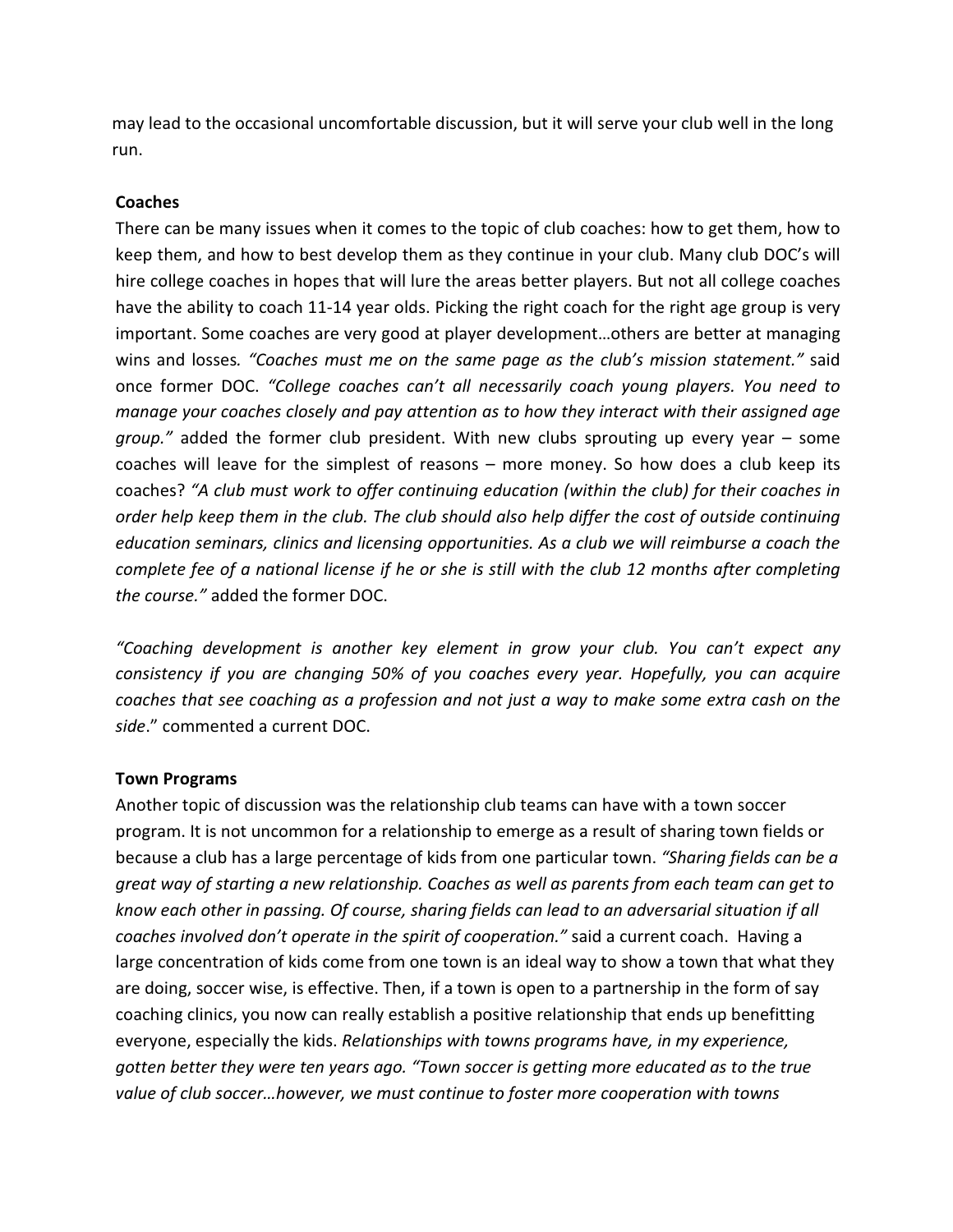may lead to the occasional uncomfortable discussion, but it will serve your club well in the long run.

**Coaches**

There can be many issues when it comes to the topic of club coaches: how to get them, how to keep them, and how to best develop them as they continue in your club. Many club DOC's will hire college coaches in hopes that will lure the areas better players. But not all college coaches have the ability to coach 11-14 year olds. Picking the right coach for the right age group is very important. Some coaches are very good at player development…others are better at managing wins and losses. *"Coaches must me on the same page as the club's mission statement."* said once former DOC. *"College coaches can't all necessarily coach young players. You need to manage your coaches closely and pay attention as to how they interact with their assigned age group."* added the former club president. With new clubs sprouting up every year – some coaches will leave for the simplest of reasons – more money. So how does a club keep its coaches? *"A club must work to offer continuing education (within the club) for their coaches in order help keep them in the club. The club should also help differ the cost of outside continuing education seminars, clinics and licensing opportunities. As a club we will reimburse a coach the complete fee of a national license if he or she is still with the club 12 months after completing the course."* added the former DOC.

*"Coaching development is another key element in grow your club. You can't expect any consistency if you are changing 50% of you coaches every year. Hopefully, you can acquire coaches that see coaching as a profession and not just a way to make some extra cash on the side*." commented a current DOC.

**Town Programs**

Another topic of discussion was the relationship club teams can have with a town soccer program. It is not uncommon for a relationship to emerge as a result of sharing town fields or because a club has a large percentage of kids from one particular town. *"Sharing fields can be a great way of starting a new relationship. Coaches as well as parents from each team can get to know each other in passing. Of course, sharing fields can lead to an adversarial situation if all coaches involved don't operate in the spirit of cooperation."* said a current coach. Having a large concentration of kids come from one town is an ideal way to show a town that what they are doing, soccer wise, is effective. Then, if a town is open to a partnership in the form of say coaching clinics, you now can really establish a positive relationship that ends up benefitting everyone, especially the kids. *Relationships with towns programs have, in my experience, gotten better they were ten years ago. "Town soccer is getting more educated as to the true value of club soccer…however, we must continue to foster more cooperation with towns*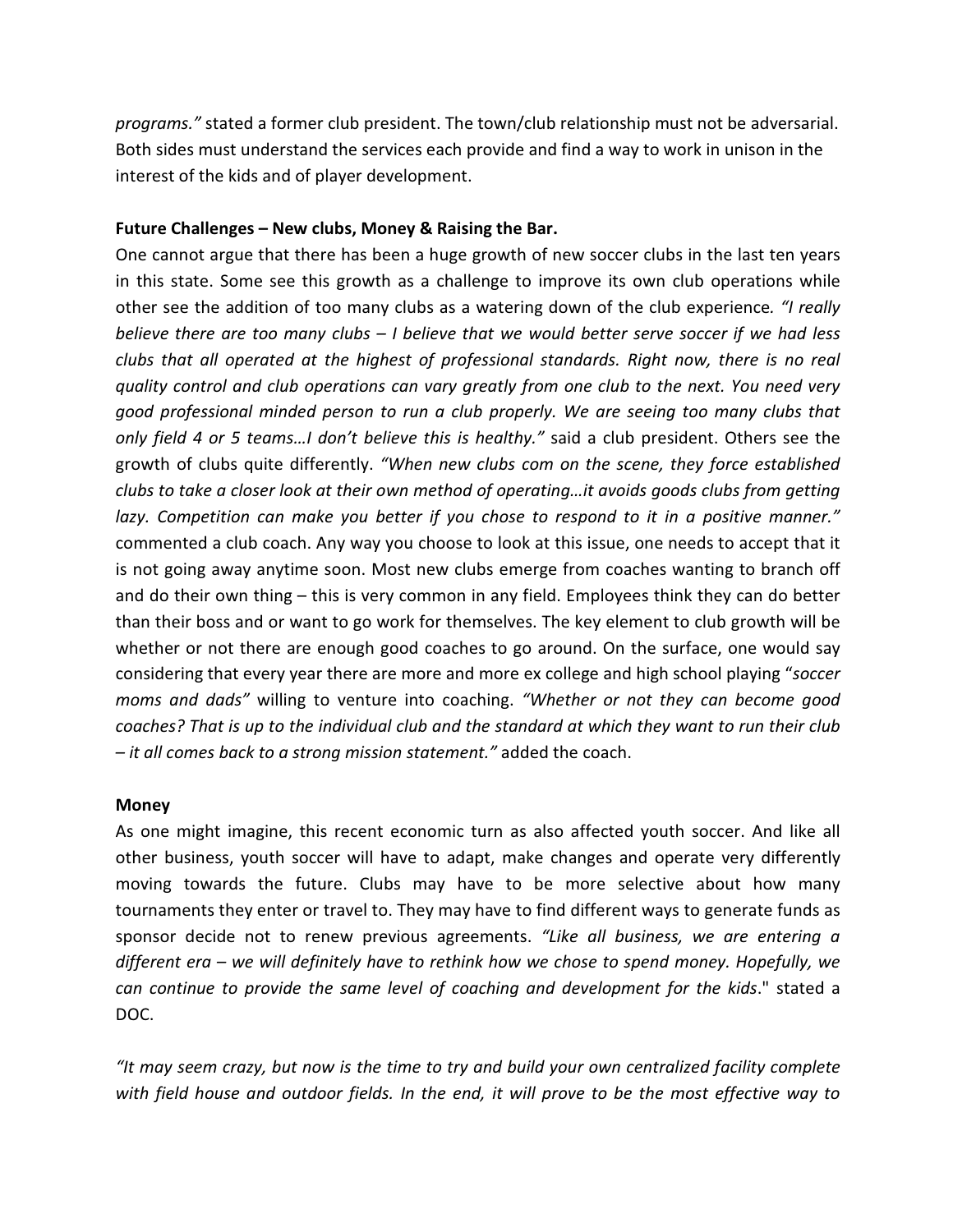*programs."* stated a former club president. The town/club relationship must not be adversarial. Both sides must understand the services each provide and find a way to work in unison in the interest of the kids and of player development.

**Future Challenges – New clubs, Money & Raising the Bar.**

One cannot argue that there has been a huge growth of new soccer clubs in the last ten years in this state. Some see this growth as a challenge to improve its own club operations while other see the addition of too many clubs as a watering down of the club experience. *"I really believe there are too many clubs – I believe that we would better serve soccer if we had less clubs that all operated at the highest of professional standards. Right now, there is no real quality control and club operations can vary greatly from one club to the next. You need very good professional minded person to run a club properly. We are seeing too many clubs that only field 4 or 5 teams…I don't believe this is healthy."* said a club president. Others see the growth of clubs quite differently. *"When new clubs com on the scene, they force established clubs to take a closer look at their own method of operating…it avoids goods clubs from getting lazy. Competition can make you better if you chose to respond to it in a positive manner."* commented a club coach. Any way you choose to look at this issue, one needs to accept that it is not going away anytime soon. Most new clubs emerge from coaches wanting to branch off and do their own thing – this is very common in any field. Employees think they can do better than their boss and or want to go work for themselves. The key element to club growth will be whether or not there are enough good coaches to go around. On the surface, one would say considering that every year there are more and more ex college and high school playing "*soccer moms and dads"* willing to venture into coaching. *"Whether or not they can become good coaches? That is up to the individual club and the standard at which they want to run their club – it all comes back to a strong mission statement."* added the coach.

**Money**

As one might imagine, this recent economic turn as also affected youth soccer. And like all other business, youth soccer will have to adapt, make changes and operate very differently moving towards the future. Clubs may have to be more selective about how many tournaments they enter or travel to. They may have to find different ways to generate funds as sponsor decide not to renew previous agreements. *"Like all business, we are entering a different era – we will definitely have to rethink how we chose to spend money. Hopefully, we can continue to provide the same level of coaching and development for the kids*." stated a DOC.

*"It may seem crazy, but now is the time to try and build your own centralized facility complete with field house and outdoor fields. In the end, it will prove to be the most effective way to*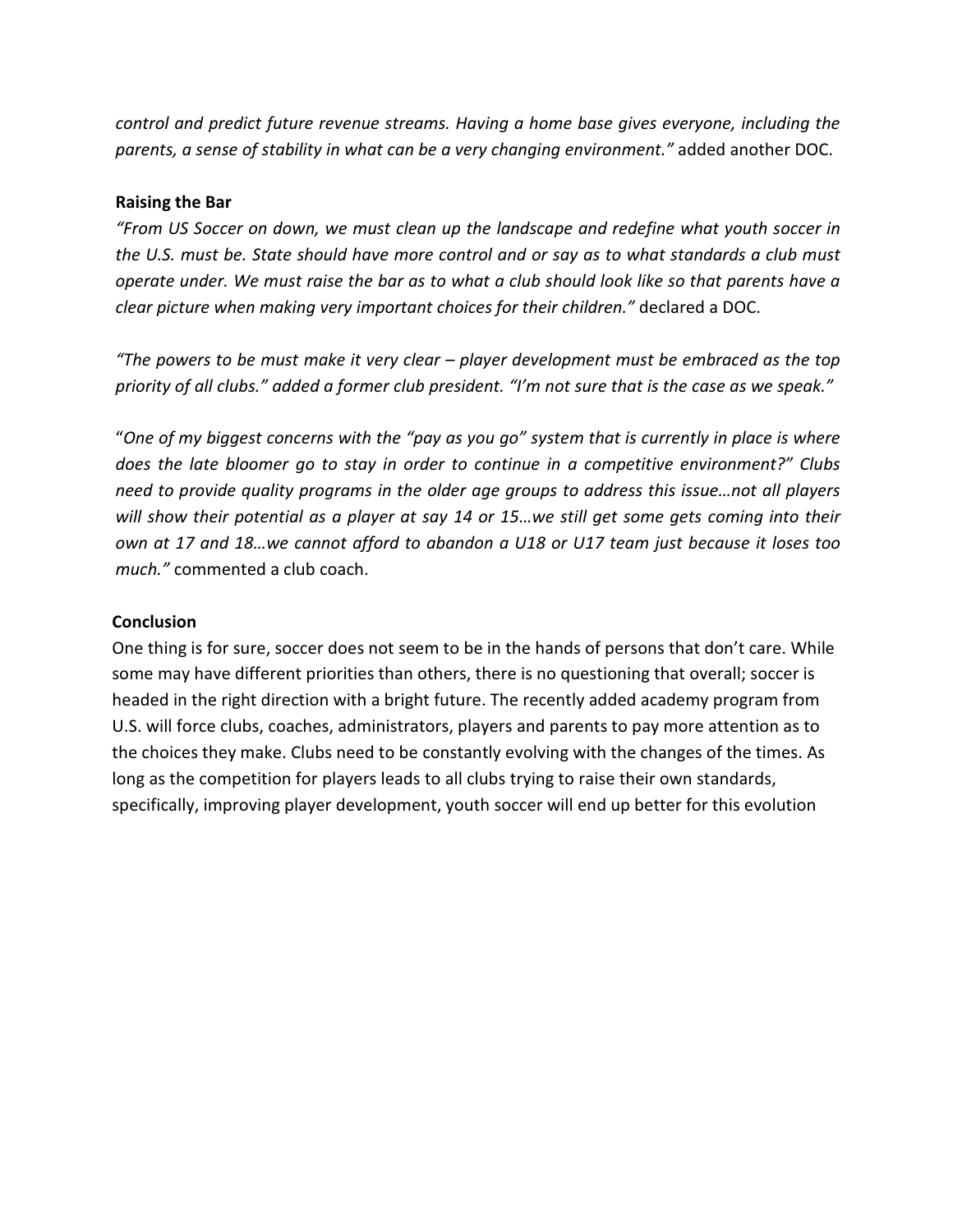*control and predict future revenue streams. Having a home base gives everyone, including the parents, a sense of stability in what can be a very changing environment."* added another DOC.

**Raising the Bar**

*"From US Soccer on down, we must clean up the landscape and redefine what youth soccer in the U.S. must be. State should have more control and or say as to what standards a club must operate under. We must raise the bar as to what a club should look like so that parents have a clear picture when making very important choices for their children."* declared a DOC.

*"The powers to be must make it very clear – player development must be embraced as the top priority of all clubs." added a former club president. "I'm not sure that is the case as we speak."*

"*One of my biggest concerns with the "pay as you go" system that is currently in place is where does the late bloomer go to stay in order to continue in a competitive environment?" Clubs need to provide quality programs in the older age groups to address this issue…not all players will show their potential as a player at say 14 or 15…we still get some gets coming into their own at 17 and 18…we cannot afford to abandon a U18 or U17 team just because it loses too much."* commented a club coach.

**Conclusion**

One thing is for sure, soccer does not seem to be in the hands of persons that don't care. While some may have different priorities than others, there is no questioning that overall; soccer is headed in the right direction with a bright future. The recently added academy program from U.S. will force clubs, coaches, administrators, players and parents to pay more attention as to the choices they make. Clubs need to be constantly evolving with the changes of the times. As long as the competition for players leads to all clubs trying to raise their own standards, specifically, improving player development, youth soccer will end up better for this evolution